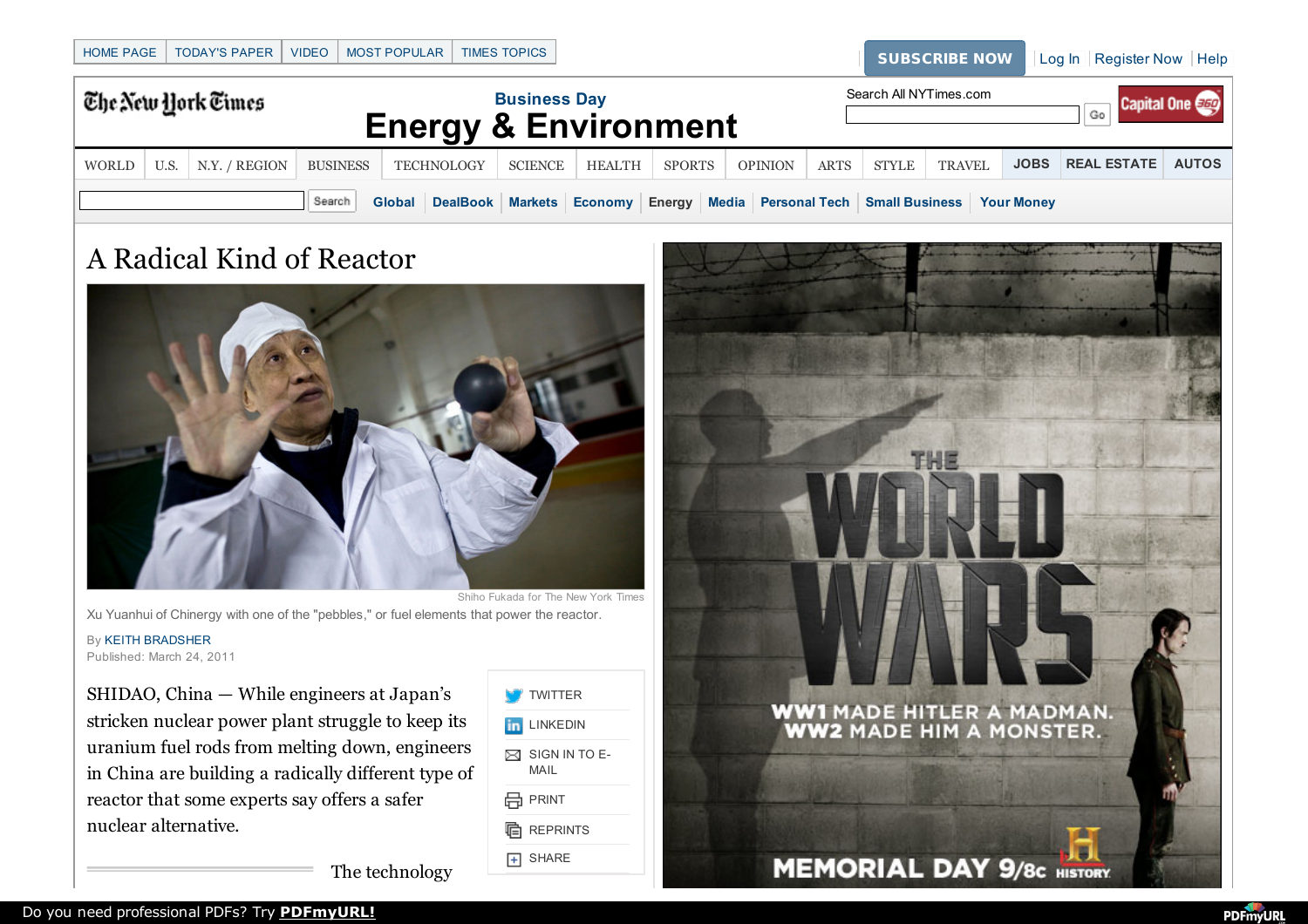# A Radical Kind of Reactor

Shiho Fukada for The New York Times

Xu Yuanhui of Chinergy with one of the "pebbles," or fuel elements that power the reactor.

By KEITH BRADSHER

Published: March 24, 2011

SHIDAO, China — While engineers at Japan's stricken nuclear power plant struggle to keep its uranium fuel rods from melting down, engineers in China are building a radically different type of reactor that some experts say offers a safer nuclear alternative.

The technology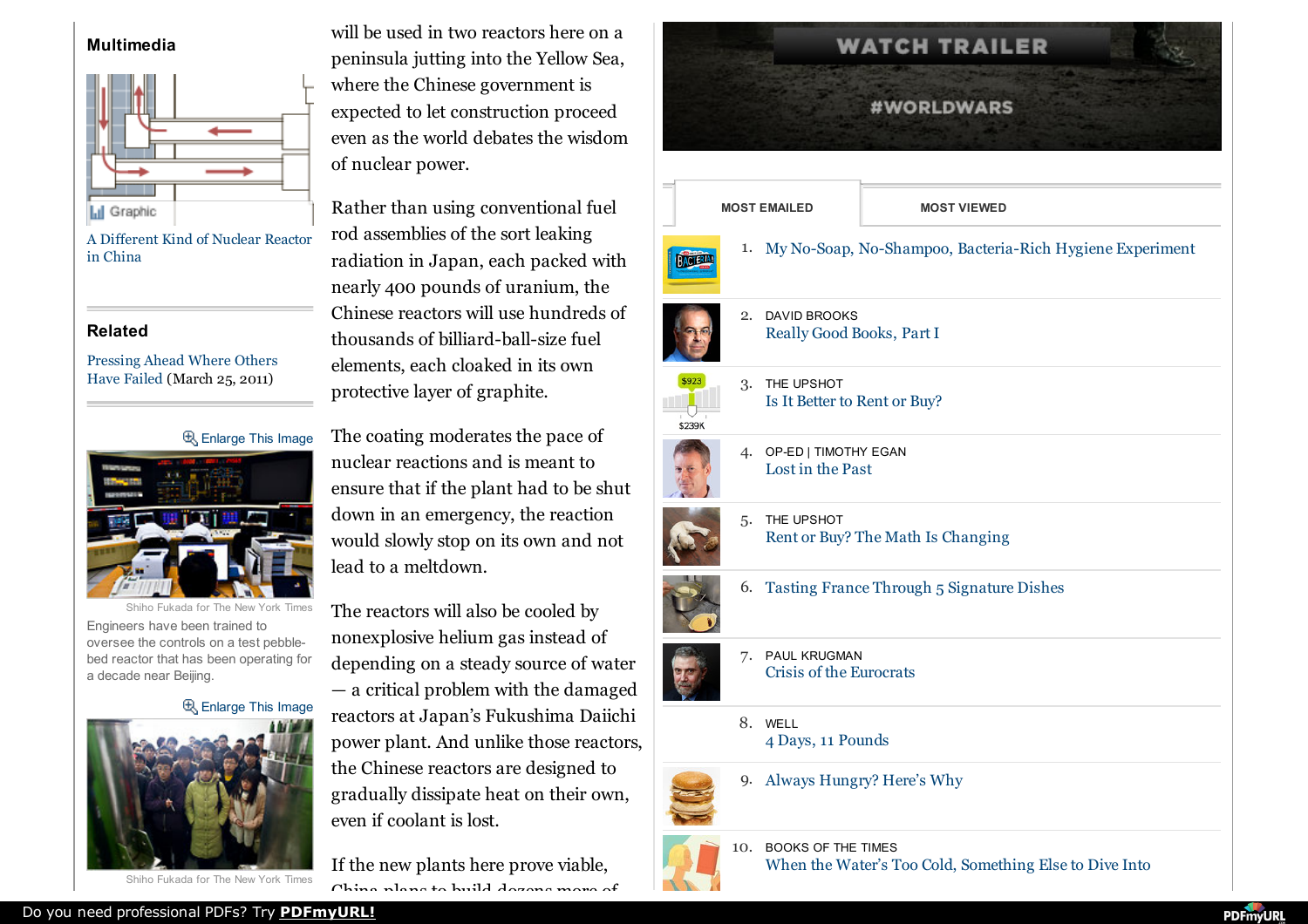## Multimedia

Graphic

A Different Kind of Nuclear Reactor in China

## Related

Pressing Ahead Where Others Have Failed (March 25, 2011)

Enlarge This Image

Shiho Fukada for The New York Times

Engineers have been trained to oversee the controls on a test pebble-bed reactor that has been operating for a decade near Beijing.

Enlarge This Image

Shiho Fukada for The New York Times

will be used in two reactors here on a peninsula jutting into the Yellow Sea, where the Chinese government is expected to let construction proceed even as the world debates the wisdom of nuclear power.

Rather than using conventional fuel rod assemblies of the sort leaking radiation in Japan, each packed with nearly 400 pounds of uranium, the Chinese reactors will use hundreds of thousands of billiard-ball-size fuel elements, each cloaked in its own protective layer of graphite.

The coating moderates the pace of nuclear reactions and is meant to ensure that if the plant had to be shut down in an emergency, the reaction would slowly stop on its own and not lead to a meltdown.

The reactors will also be cooled by nonexplosive helium gas instead of depending on a steady source of water — a critical problem with the damaged reactors at Japan's Fukushima Daiichi power plant. And unlike those reactors, the Chinese reactors are designed to gradually dissipate heat on their own, even if coolant is lost.

If the new plants here prove viable, China plans to build dozens more of

WATCH TRAILER

#WORLDWARS

MOST EMAILED | MOST VIEWED

1. My No-Soap, No-Shampoo, Bacteria-Rich Hygiene Experiment
2. DAVID BROOKS
   Really Good Books, Part I
3. THE UPSHOT
   Is It Better to Rent or Buy?
4. OP-ED | TIMOTHY EGAN
   Lost in the Past
5. THE UPSHOT
   Rent or Buy? The Math Is Changing
6. Tasting France Through 5 Signature Dishes
7. PAUL KRUGMAN
   Crisis of the Eurocrats
8. WELL
   4 Days, 11 Pounds
9. Always Hungry? Here's Why
10. BOOKS OF THE TIMES
    When the Water's Too Cold, Something Else to Dive Into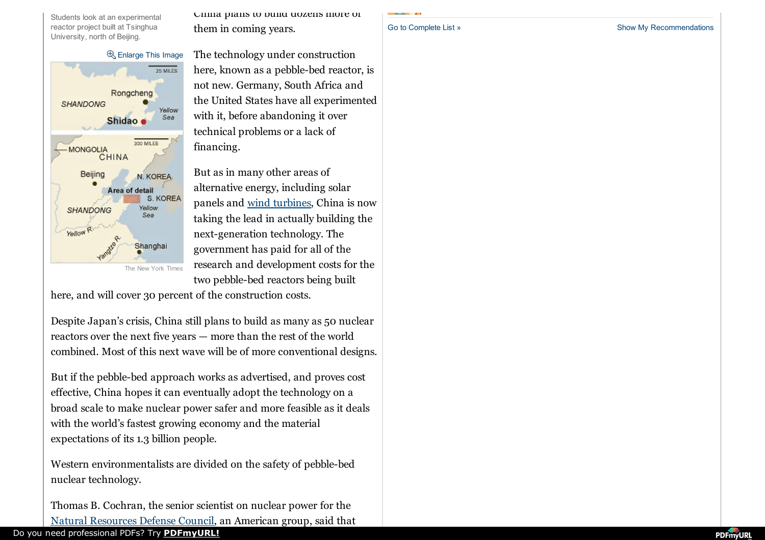Students look at an experimental reactor project built at Tsinghua University, north of Beijing.

Enlarge This Image

The New York Times

China plans to build dozens more of them in coming years.

The technology under construction here, known as a pebble-bed reactor, is not new. Germany, South Africa and the United States have all experimented with it, before abandoning it over technical problems or a lack of financing.

But as in many other areas of alternative energy, including solar panels and wind turbines, China is now taking the lead in actually building the next-generation technology. The government has paid for all of the research and development costs for the two pebble-bed reactors being built here, and will cover 30 percent of the construction costs.

Despite Japan's crisis, China still plans to build as many as 50 nuclear reactors over the next five years — more than the rest of the world combined. Most of this next wave will be of more conventional designs.

But if the pebble-bed approach works as advertised, and proves cost effective, China hopes it can eventually adopt the technology on a broad scale to make nuclear power safer and more feasible as it deals with the world's fastest growing economy and the material expectations of its 1.3 billion people.

Western environmentalists are divided on the safety of pebble-bed nuclear technology.

Thomas B. Cochran, the senior scientist on nuclear power for the Natural Resources Defense Council, an American group, said that

Go to Complete List »

Show My Recommendations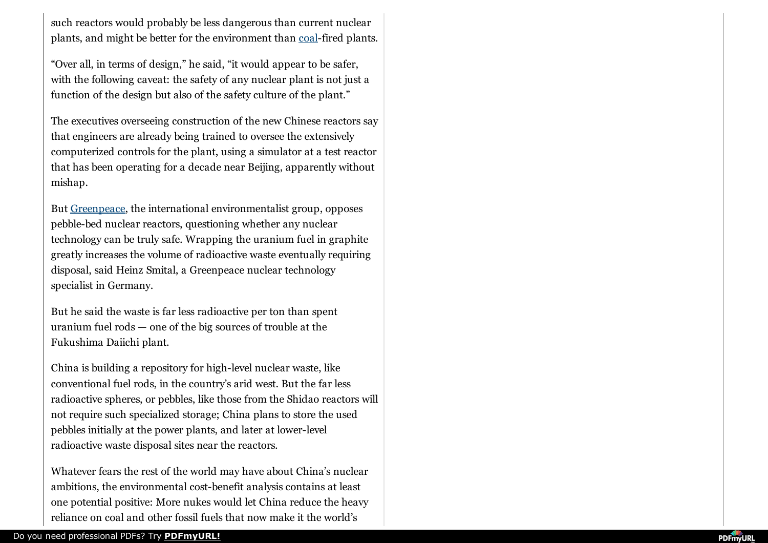such reactors would probably be less dangerous than current nuclear plants, and might be better for the environment than coal-fired plants.

"Over all, in terms of design," he said, "it would appear to be safer, with the following caveat: the safety of any nuclear plant is not just a function of the design but also of the safety culture of the plant."

The executives overseeing construction of the new Chinese reactors say that engineers are already being trained to oversee the extensively computerized controls for the plant, using a simulator at a test reactor that has been operating for a decade near Beijing, apparently without mishap.

But Greenpeace, the international environmentalist group, opposes pebble-bed nuclear reactors, questioning whether any nuclear technology can be truly safe. Wrapping the uranium fuel in graphite greatly increases the volume of radioactive waste eventually requiring disposal, said Heinz Smital, a Greenpeace nuclear technology specialist in Germany.

But he said the waste is far less radioactive per ton than spent uranium fuel rods — one of the big sources of trouble at the Fukushima Daiichi plant.

China is building a repository for high-level nuclear waste, like conventional fuel rods, in the country's arid west. But the far less radioactive spheres, or pebbles, like those from the Shidao reactors will not require such specialized storage; China plans to store the used pebbles initially at the power plants, and later at lower-level radioactive waste disposal sites near the reactors.

Whatever fears the rest of the world may have about China's nuclear ambitions, the environmental cost-benefit analysis contains at least one potential positive: More nukes would let China reduce the heavy reliance on coal and other fossil fuels that now make it the world's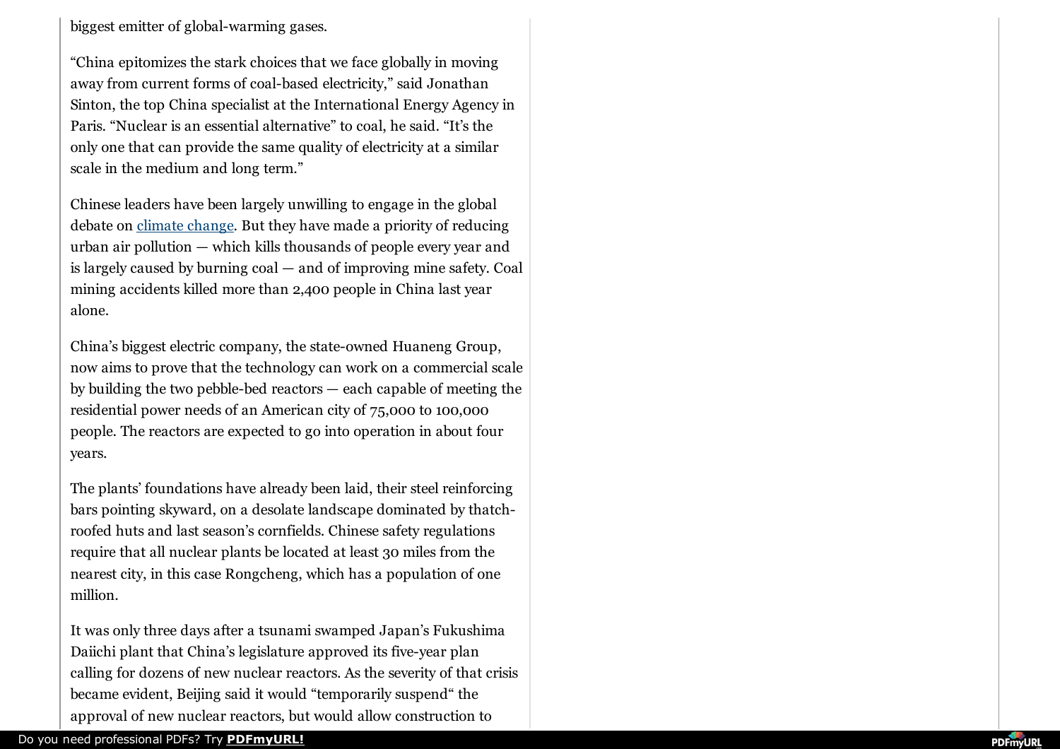biggest emitter of global-warming gases.

"China epitomizes the stark choices that we face globally in moving away from current forms of coal-based electricity," said Jonathan Sinton, the top China specialist at the International Energy Agency in Paris. "Nuclear is an essential alternative" to coal, he said. "It's the only one that can provide the same quality of electricity at a similar scale in the medium and long term."

Chinese leaders have been largely unwilling to engage in the global debate on climate change. But they have made a priority of reducing urban air pollution — which kills thousands of people every year and is largely caused by burning coal — and of improving mine safety. Coal mining accidents killed more than 2,400 people in China last year alone.

China's biggest electric company, the state-owned Huaneng Group, now aims to prove that the technology can work on a commercial scale by building the two pebble-bed reactors — each capable of meeting the residential power needs of an American city of 75,000 to 100,000 people. The reactors are expected to go into operation in about four years.

The plants' foundations have already been laid, their steel reinforcing bars pointing skyward, on a desolate landscape dominated by thatch-roofed huts and last season's cornfields. Chinese safety regulations require that all nuclear plants be located at least 30 miles from the nearest city, in this case Rongcheng, which has a population of one million.

It was only three days after a tsunami swamped Japan's Fukushima Daiichi plant that China's legislature approved its five-year plan calling for dozens of new nuclear reactors. As the severity of that crisis became evident, Beijing said it would "temporarily suspend" the approval of new nuclear reactors, but would allow construction to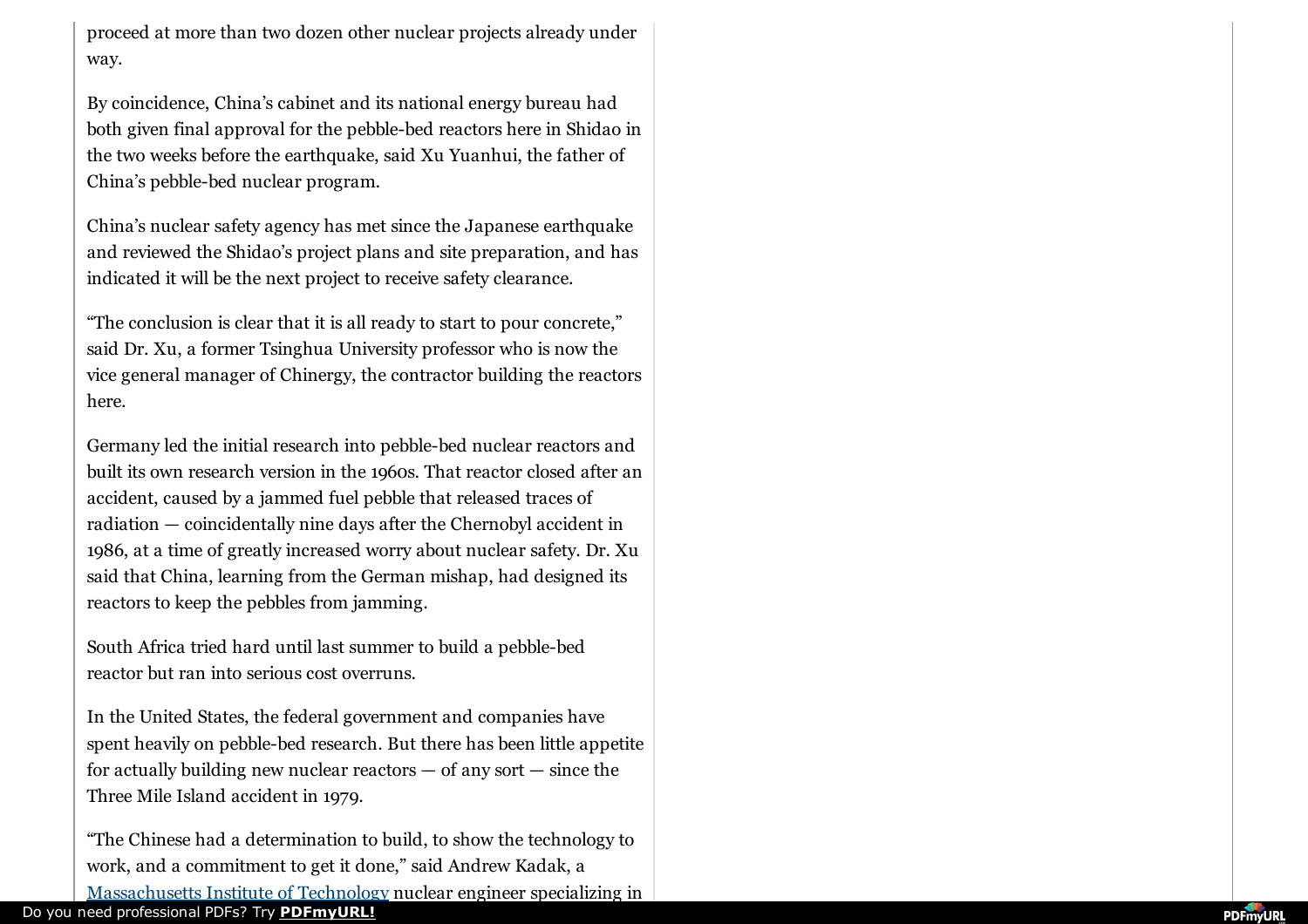proceed at more than two dozen other nuclear projects already under way.

By coincidence, China's cabinet and its national energy bureau had both given final approval for the pebble-bed reactors here in Shidao in the two weeks before the earthquake, said Xu Yuanhui, the father of China's pebble-bed nuclear program.

China's nuclear safety agency has met since the Japanese earthquake and reviewed the Shidao's project plans and site preparation, and has indicated it will be the next project to receive safety clearance.

"The conclusion is clear that it is all ready to start to pour concrete," said Dr. Xu, a former Tsinghua University professor who is now the vice general manager of Chinergy, the contractor building the reactors here.

Germany led the initial research into pebble-bed nuclear reactors and built its own research version in the 1960s. That reactor closed after an accident, caused by a jammed fuel pebble that released traces of radiation — coincidentally nine days after the Chernobyl accident in 1986, at a time of greatly increased worry about nuclear safety. Dr. Xu said that China, learning from the German mishap, had designed its reactors to keep the pebbles from jamming.

South Africa tried hard until last summer to build a pebble-bed reactor but ran into serious cost overruns.

In the United States, the federal government and companies have spent heavily on pebble-bed research. But there has been little appetite for actually building new nuclear reactors — of any sort — since the Three Mile Island accident in 1979.

"The Chinese had a determination to build, to show the technology to work, and a commitment to get it done," said Andrew Kadak, a Massachusetts Institute of Technology nuclear engineer specializing in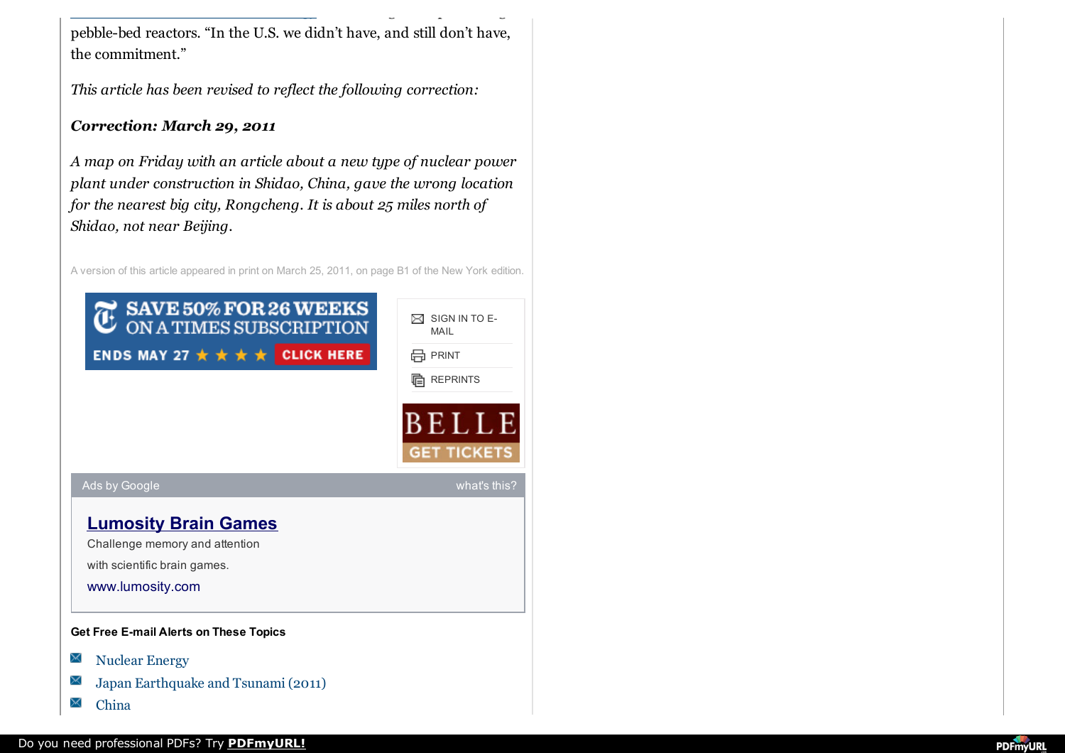pebble-bed reactors. “In the U.S. we didn’t have, and still don’t have, the commitment.”

*This article has been revised to reflect the following correction:*

***Correction: March 29, 2011***

*A map on Friday with an article about a new type of nuclear power plant under construction in Shidao, China, gave the wrong location for the nearest big city, Rongcheng. It is about 25 miles north of Shidao, not near Beijing.*

A version of this article appeared in print on March 25, 2011, on page B1 of the New York edition.

SAVE 50% FOR 26 WEEKS ON A TIMES SUBSCRIPTION
ENDS MAY 27 ★ ★ ★ ★ CLICK HERE

- SIGN IN TO E-MAIL
- PRINT
- REPRINTS

BELLE
GET TICKETS

Ads by Google what's this?

**Lumosity Brain Games**
Challenge memory and attention
with scientific brain games.
www.lumosity.com

**Get Free E-mail Alerts on These Topics**

- Nuclear Energy
- Japan Earthquake and Tsunami (2011)
- China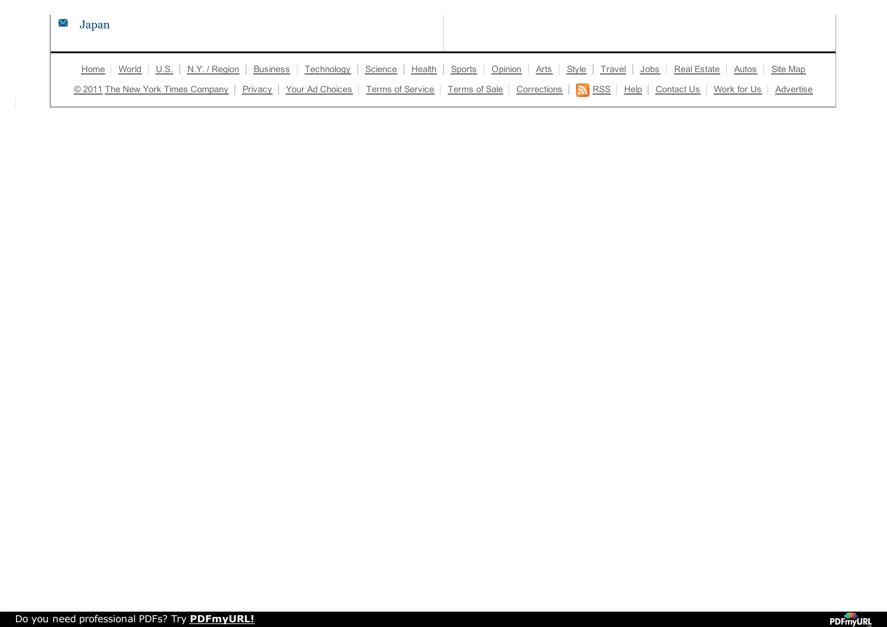Japan

Home | World | U.S. | N.Y. / Region | Business | Technology | Science | Health | Sports | Opinion | Arts | Style | Travel | Jobs | Real Estate | Autos | Site Map

© 2011 The New York Times Company | Privacy | Your Ad Choices | Terms of Service | Terms of Sale | Corrections | RSS | Help | Contact Us | Work for Us | Advertise